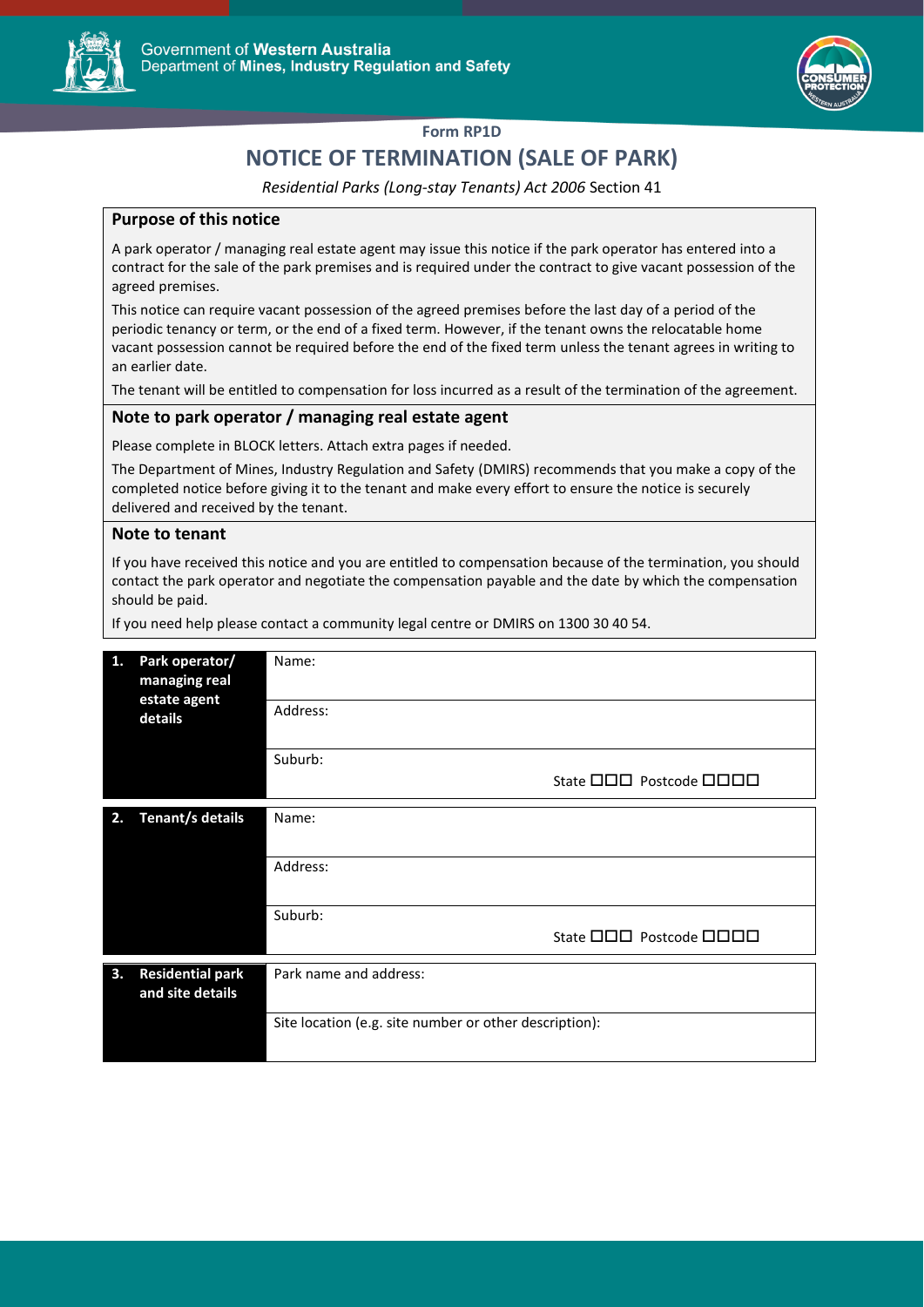Government of Western Australia
Department of Mines, Industry Regulation and Safety

Form RP1D

# NOTICE OF TERMINATION (SALE OF PARK)

*Residential Parks (Long-stay Tenants) Act 2006* Section 41

## Purpose of this notice

A park operator / managing real estate agent may issue this notice if the park operator has entered into a contract for the sale of the park premises and is required under the contract to give vacant possession of the agreed premises.

This notice can require vacant possession of the agreed premises before the last day of a period of the periodic tenancy or term, or the end of a fixed term. However, if the tenant owns the relocatable home vacant possession cannot be required before the end of the fixed term unless the tenant agrees in writing to an earlier date.

The tenant will be entitled to compensation for loss incurred as a result of the termination of the agreement.

## Note to park operator / managing real estate agent

Please complete in BLOCK letters. Attach extra pages if needed.

The Department of Mines, Industry Regulation and Safety (DMIRS) recommends that you make a copy of the completed notice before giving it to the tenant and make every effort to ensure the notice is securely delivered and received by the tenant.

## Note to tenant

If you have received this notice and you are entitled to compensation because of the termination, you should contact the park operator and negotiate the compensation payable and the date by which the compensation should be paid.

If you need help please contact a community legal centre or DMIRS on 1300 30 40 54.

| | |
|---|---|
| **1. Park operator/ managing real estate agent details** | Name: |
| | Address: |
| | Suburb: State ☐☐☐ Postcode ☐☐☐☐ |

| | |
|---|---|
| **2. Tenant/s details** | Name: |
| | Address: |
| | Suburb: State ☐☐☐ Postcode ☐☐☐☐ |

| | |
|---|---|
| **3. Residential park and site details** | Park name and address: |
| | Site location (e.g. site number or other description): |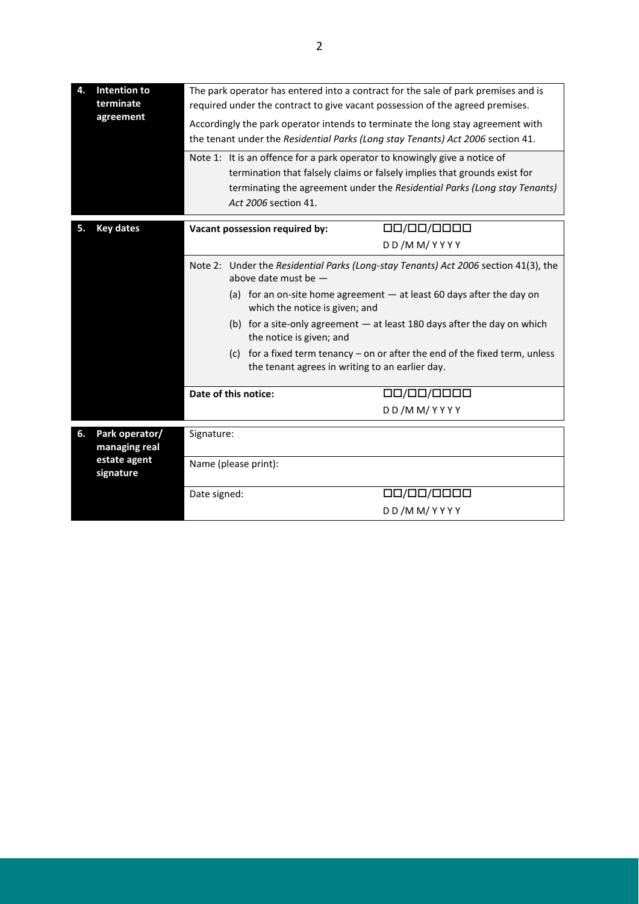| | | |
|---|---|---|
| **4. Intention to terminate agreement** | The park operator has entered into a contract for the sale of park premises and is required under the contract to give vacant possession of the agreed premises.<br><br>Accordingly the park operator intends to terminate the long stay agreement with the tenant under the *Residential Parks (Long stay Tenants) Act 2006* section 41.<br><br>Note 1: It is an offence for a park operator to knowingly give a notice of termination that falsely claims or falsely implies that grounds exist for terminating the agreement under the *Residential Parks (Long stay Tenants) Act 2006* section 41. | |
| **5. Key dates** | **Vacant possession required by:** | ☐☐/☐☐/☐☐☐☐<br>D D /M M/ Y Y Y Y |
| | Note 2: Under the *Residential Parks (Long-stay Tenants) Act 2006* section 41(3), the above date must be —<br>(a) for an on-site home agreement — at least 60 days after the day on which the notice is given; and<br>(b) for a site-only agreement — at least 180 days after the day on which the notice is given; and<br>(c) for a fixed term tenancy – on or after the end of the fixed term, unless the tenant agrees in writing to an earlier day. | |
| | **Date of this notice:** | ☐☐/☐☐/☐☐☐☐<br>D D /M M/ Y Y Y Y |
| **6. Park operator/ managing real estate agent signature** | Signature: | |
| | Name (please print): | |
| | Date signed: | ☐☐/☐☐/☐☐☐☐<br>D D /M M/ Y Y Y Y |